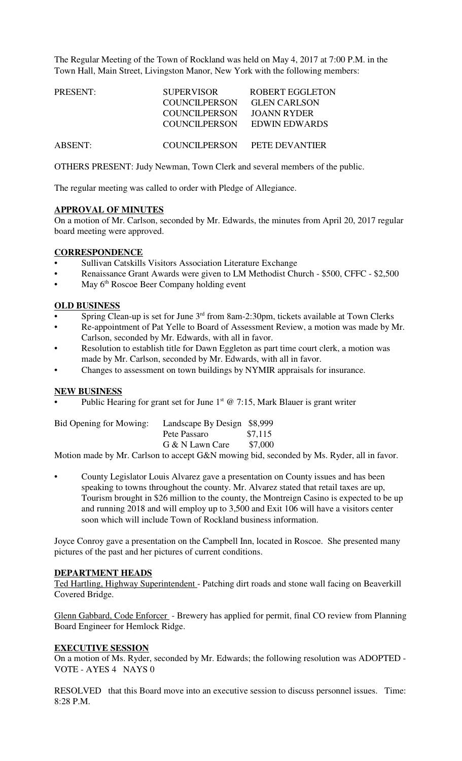The Regular Meeting of the Town of Rockland was held on May 4, 2017 at 7:00 P.M. in the Town Hall, Main Street, Livingston Manor, New York with the following members:

| | | |
|---|---|---|
| PRESENT: | SUPERVISOR | ROBERT EGGLETON |
| | COUNCILPERSON | GLEN CARLSON |
| | COUNCILPERSON | JOANN RYDER |
| | COUNCILPERSON | EDWIN EDWARDS |
| ABSENT: | COUNCILPERSON | PETE DEVANTIER |

OTHERS PRESENT: Judy Newman, Town Clerk and several members of the public.

The regular meeting was called to order with Pledge of Allegiance.

## APPROVAL OF MINUTES

On a motion of Mr. Carlson, seconded by Mr. Edwards, the minutes from April 20, 2017 regular board meeting were approved.

## CORRESPONDENCE

- Sullivan Catskills Visitors Association Literature Exchange
- Renaissance Grant Awards were given to LM Methodist Church - $500, CFFC - $2,500
- May 6th Roscoe Beer Company holding event

## OLD BUSINESS

- Spring Clean-up is set for June 3rd from 8am-2:30pm, tickets available at Town Clerks
- Re-appointment of Pat Yelle to Board of Assessment Review, a motion was made by Mr. Carlson, seconded by Mr. Edwards, with all in favor.
- Resolution to establish title for Dawn Eggleton as part time court clerk, a motion was made by Mr. Carlson, seconded by Mr. Edwards, with all in favor.
- Changes to assessment on town buildings by NYMIR appraisals for insurance.

## NEW BUSINESS

- Public Hearing for grant set for June 1st @ 7:15, Mark Blauer is grant writer

| | | |
|---|---|---|
| Bid Opening for Mowing: | Landscape By Design | $8,999 |
| | Pete Passaro | $7,115 |
| | G & N Lawn Care | $7,000 |

Motion made by Mr. Carlson to accept G&N mowing bid, seconded by Ms. Ryder, all in favor.

- County Legislator Louis Alvarez gave a presentation on County issues and has been speaking to towns throughout the county. Mr. Alvarez stated that retail taxes are up, Tourism brought in $26 million to the county, the Montreign Casino is expected to be up and running 2018 and will employ up to 3,500 and Exit 106 will have a visitors center soon which will include Town of Rockland business information.

Joyce Conroy gave a presentation on the Campbell Inn, located in Roscoe. She presented many pictures of the past and her pictures of current conditions.

## DEPARTMENT HEADS

Ted Hartling, Highway Superintendent - Patching dirt roads and stone wall facing on Beaverkill Covered Bridge.

Glenn Gabbard, Code Enforcer - Brewery has applied for permit, final CO review from Planning Board Engineer for Hemlock Ridge.

## EXECUTIVE SESSION

On a motion of Ms. Ryder, seconded by Mr. Edwards; the following resolution was ADOPTED - VOTE - AYES 4 NAYS 0

RESOLVED that this Board move into an executive session to discuss personnel issues. Time: 8:28 P.M.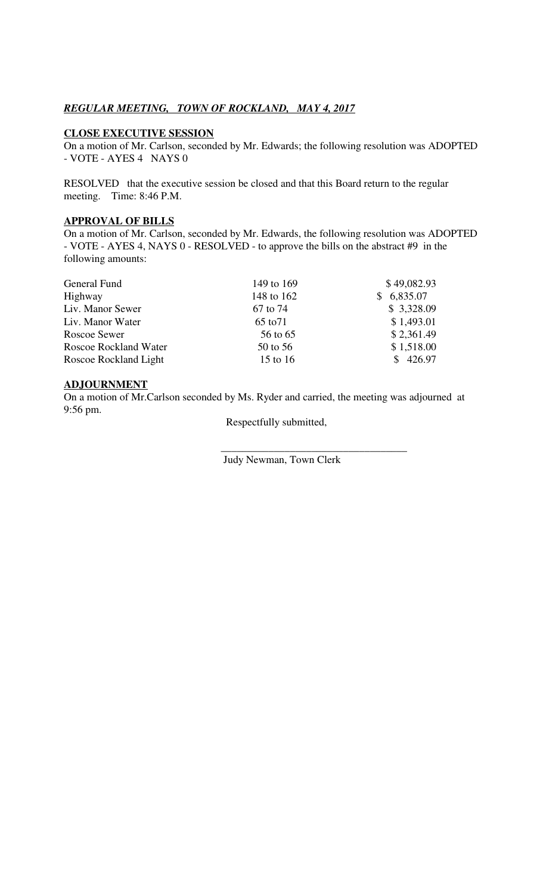***REGULAR MEETING, TOWN OF ROCKLAND, MAY 4, 2017***

**CLOSE EXECUTIVE SESSION**

On a motion of Mr. Carlson, seconded by Mr. Edwards; the following resolution was ADOPTED - VOTE - AYES 4 NAYS 0

RESOLVED that the executive session be closed and that this Board return to the regular meeting. Time: 8:46 P.M.

**APPROVAL OF BILLS**

On a motion of Mr. Carlson, seconded by Mr. Edwards, the following resolution was ADOPTED - VOTE - AYES 4, NAYS 0 - RESOLVED - to approve the bills on the abstract #9 in the following amounts:

| | | |
|---|---|---|
| General Fund | 149 to 169 | $ 49,082.93 |
| Highway | 148 to 162 | $ 6,835.07 |
| Liv. Manor Sewer | 67 to 74 | $ 3,328.09 |
| Liv. Manor Water | 65 to71 | $ 1,493.01 |
| Roscoe Sewer | 56 to 65 | $ 2,361.49 |
| Roscoe Rockland Water | 50 to 56 | $ 1,518.00 |
| Roscoe Rockland Light | 15 to 16 | $ 426.97 |

**ADJOURNMENT**

On a motion of Mr.Carlson seconded by Ms. Ryder and carried, the meeting was adjourned at 9:56 pm.

Respectfully submitted,

\_\_\_\_\_\_\_\_\_\_\_\_\_\_\_\_\_\_\_\_\_\_\_\_\_\_\_\_\_\_\_\_\_\_

Judy Newman, Town Clerk